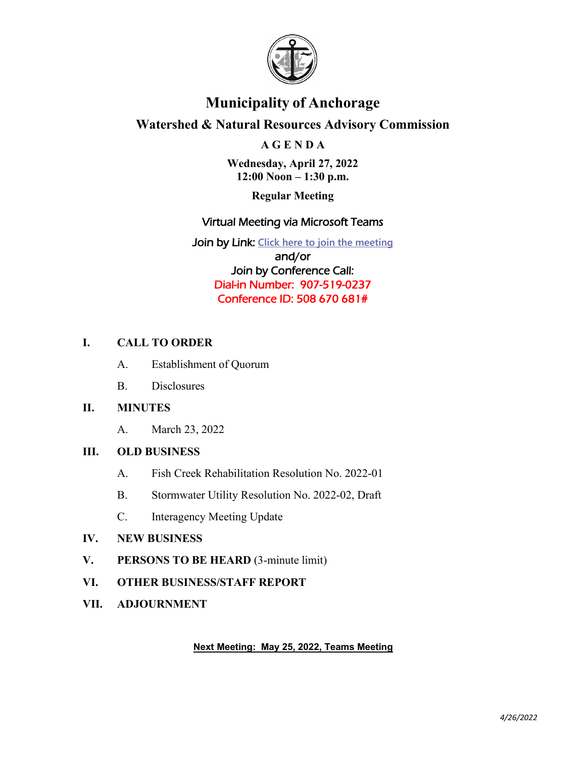# Municipality of Anchorage

## Watershed & Natural Resources Advisory Commission

### A G E N D A

**Wednesday, April 27, 2022**
**12:00 Noon – 1:30 p.m.**

**Regular Meeting**

Virtual Meeting via Microsoft Teams

Join by Link: Click here to join the meeting
and/or
Join by Conference Call:
Dial-in Number: 907-519-0237
Conference ID: 508 670 681#

**I. CALL TO ORDER**

- A. Establishment of Quorum
- B. Disclosures

**II. MINUTES**

- A. March 23, 2022

**III. OLD BUSINESS**

- A. Fish Creek Rehabilitation Resolution No. 2022-01
- B. Stormwater Utility Resolution No. 2022-02, Draft
- C. Interagency Meeting Update

**IV. NEW BUSINESS**

**V. PERSONS TO BE HEARD** (3-minute limit)

**VI. OTHER BUSINESS/STAFF REPORT**

**VII. ADJOURNMENT**

**Next Meeting: May 25, 2022, Teams Meeting**

*4/26/2022*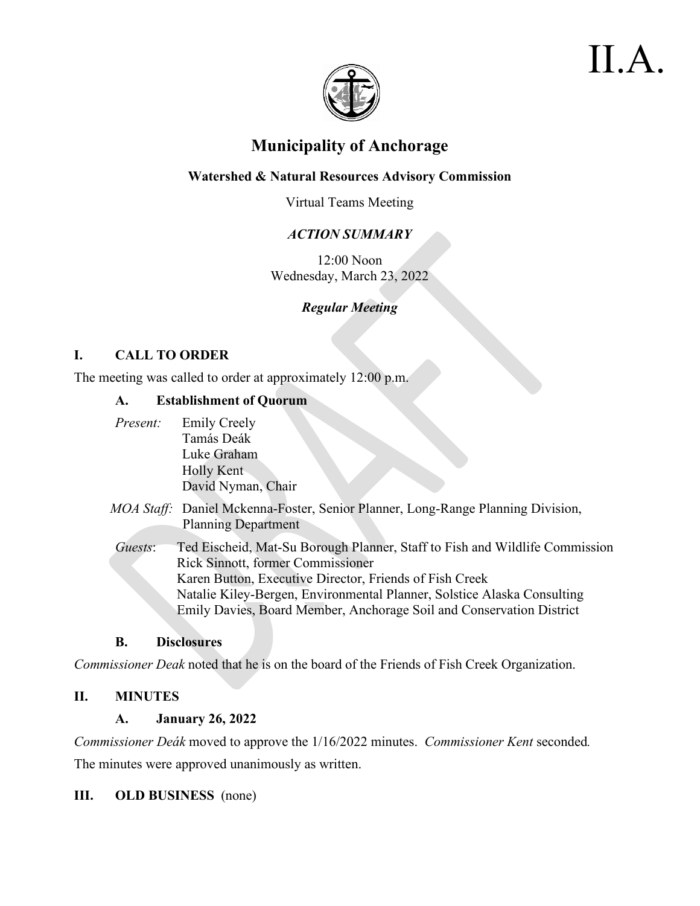II.A.

# Municipality of Anchorage

## Watershed & Natural Resources Advisory Commission

Virtual Teams Meeting

*ACTION SUMMARY*

12:00 Noon
Wednesday, March 23, 2022

***Regular Meeting***

### I. CALL TO ORDER

The meeting was called to order at approximately 12:00 p.m.

#### A. Establishment of Quorum

*Present:* Emily Creely
Tamás Deák
Luke Graham
Holly Kent
David Nyman, Chair

*MOA Staff:* Daniel Mckenna-Foster, Senior Planner, Long-Range Planning Division, Planning Department

*Guests*: Ted Eischeid, Mat-Su Borough Planner, Staff to Fish and Wildlife Commission
Rick Sinnott, former Commissioner
Karen Button, Executive Director, Friends of Fish Creek
Natalie Kiley-Bergen, Environmental Planner, Solstice Alaska Consulting
Emily Davies, Board Member, Anchorage Soil and Conservation District

#### B. Disclosures

*Commissioner Deak* noted that he is on the board of the Friends of Fish Creek Organization.

### II. MINUTES

#### A. January 26, 2022

*Commissioner Deák* moved to approve the 1/16/2022 minutes. *Commissioner Kent* seconded.

The minutes were approved unanimously as written.

### III. OLD BUSINESS (none)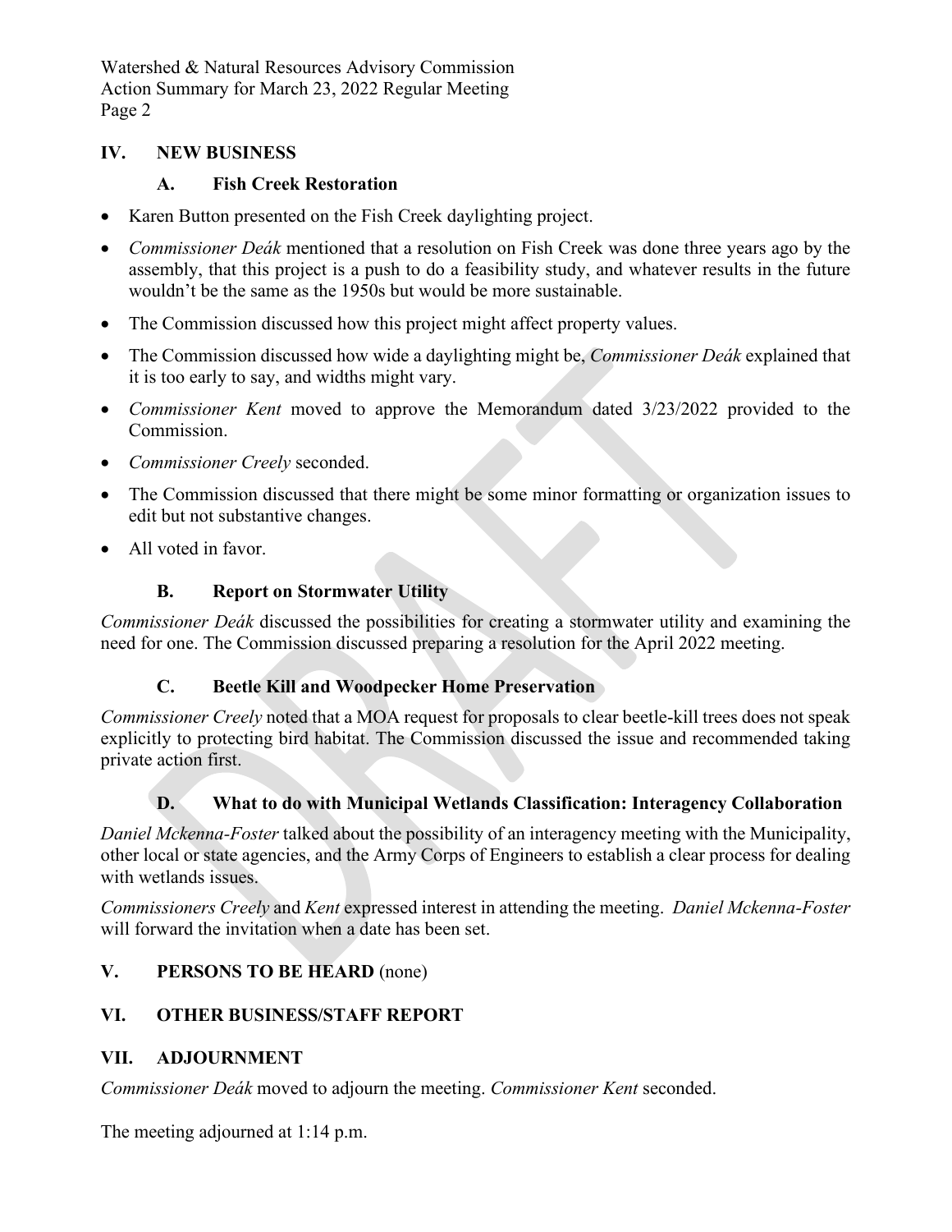## IV. NEW BUSINESS

### A. Fish Creek Restoration

- Karen Button presented on the Fish Creek daylighting project.
- *Commissioner Deák* mentioned that a resolution on Fish Creek was done three years ago by the assembly, that this project is a push to do a feasibility study, and whatever results in the future wouldn't be the same as the 1950s but would be more sustainable.
- The Commission discussed how this project might affect property values.
- The Commission discussed how wide a daylighting might be, *Commissioner Deák* explained that it is too early to say, and widths might vary.
- *Commissioner Kent* moved to approve the Memorandum dated 3/23/2022 provided to the Commission.
- *Commissioner Creely* seconded.
- The Commission discussed that there might be some minor formatting or organization issues to edit but not substantive changes.
- All voted in favor.

### B. Report on Stormwater Utility

*Commissioner Deák* discussed the possibilities for creating a stormwater utility and examining the need for one. The Commission discussed preparing a resolution for the April 2022 meeting.

### C. Beetle Kill and Woodpecker Home Preservation

*Commissioner Creely* noted that a MOA request for proposals to clear beetle-kill trees does not speak explicitly to protecting bird habitat. The Commission discussed the issue and recommended taking private action first.

### D. What to do with Municipal Wetlands Classification: Interagency Collaboration

*Daniel Mckenna-Foster* talked about the possibility of an interagency meeting with the Municipality, other local or state agencies, and the Army Corps of Engineers to establish a clear process for dealing with wetlands issues.

*Commissioners Creely* and *Kent* expressed interest in attending the meeting. *Daniel Mckenna-Foster* will forward the invitation when a date has been set.

## V. PERSONS TO BE HEARD (none)

## VI. OTHER BUSINESS/STAFF REPORT

## VII. ADJOURNMENT

*Commissioner Deák* moved to adjourn the meeting. *Commissioner Kent* seconded.

The meeting adjourned at 1:14 p.m.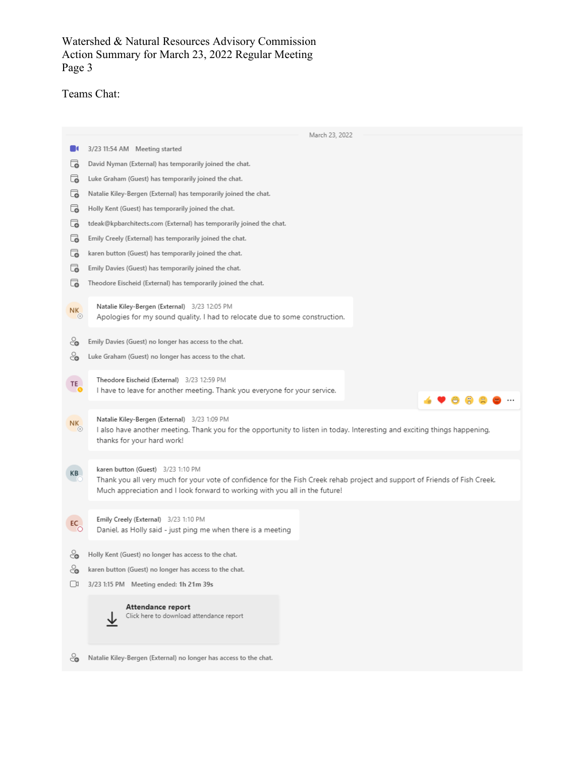Teams Chat:

March 23, 2022

3/23 11:54 AM Meeting started

David Nyman (External) has temporarily joined the chat.

Luke Graham (Guest) has temporarily joined the chat.

Natalie Kiley-Bergen (External) has temporarily joined the chat.

Holly Kent (Guest) has temporarily joined the chat.

tdeak@kpbarchitects.com (External) has temporarily joined the chat.

Emily Creely (External) has temporarily joined the chat.

karen button (Guest) has temporarily joined the chat.

Emily Davies (Guest) has temporarily joined the chat.

Theodore Eischeid (External) has temporarily joined the chat.

**Natalie Kiley-Bergen (External)** 3/23 12:05 PM
Apologies for my sound quality, I had to relocate due to some construction.

Emily Davies (Guest) no longer has access to the chat.

Luke Graham (Guest) no longer has access to the chat.

**Theodore Eischeid (External)** 3/23 12:59 PM
I have to leave for another meeting. Thank you everyone for your service.

**Natalie Kiley-Bergen (External)** 3/23 1:09 PM
I also have another meeting. Thank you for the opportunity to listen in today. Interesting and exciting things happening, thanks for your hard work!

**karen button (Guest)** 3/23 1:10 PM
Thank you all very much for your vote of confidence for the Fish Creek rehab project and support of Friends of Fish Creek. Much appreciation and I look forward to working with you all in the future!

**Emily Creely (External)** 3/23 1:10 PM
Daniel, as Holly said - just ping me when there is a meeting

Holly Kent (Guest) no longer has access to the chat.

karen button (Guest) no longer has access to the chat.

3/23 1:15 PM Meeting ended: **1h 21m 39s**

**Attendance report**
Click here to download attendance report

Natalie Kiley-Bergen (External) no longer has access to the chat.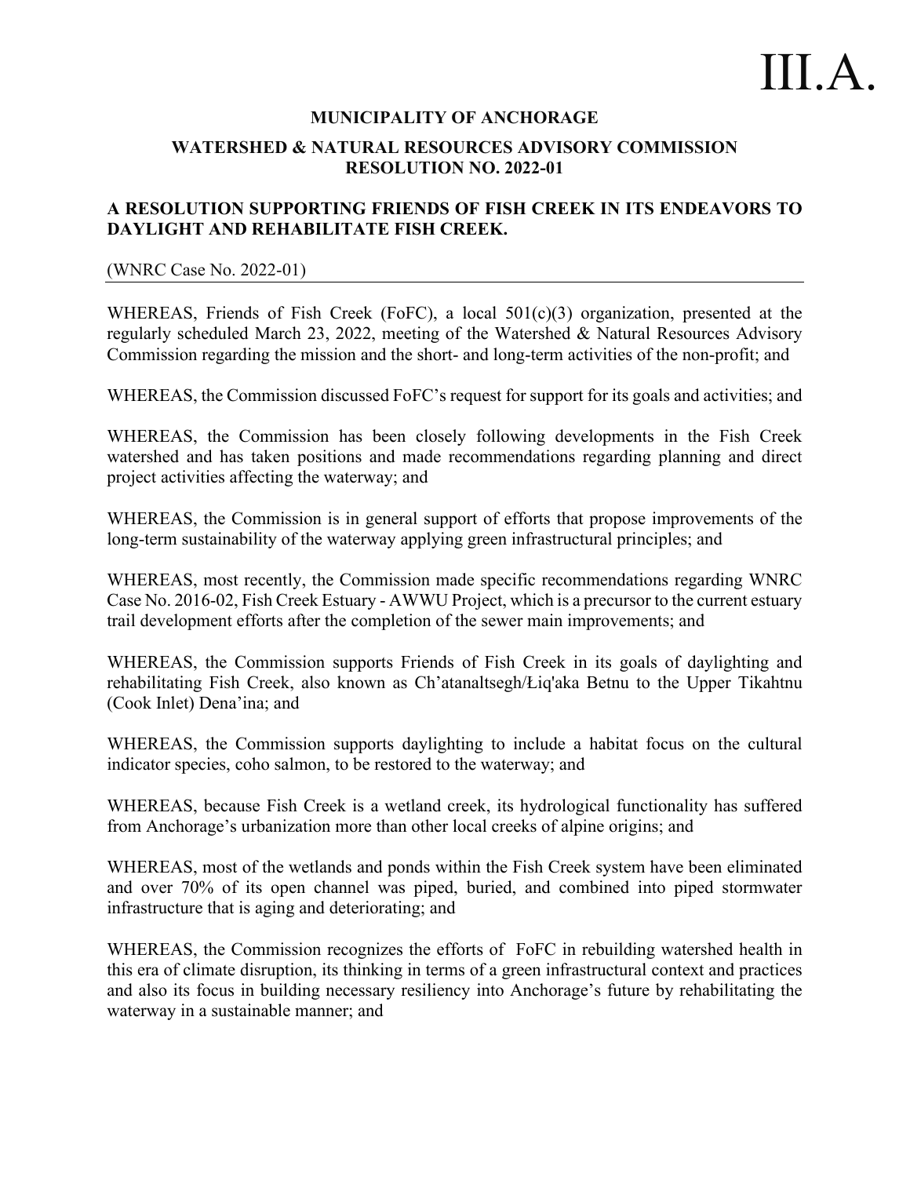# III.A.

**MUNICIPALITY OF ANCHORAGE**

**WATERSHED & NATURAL RESOURCES ADVISORY COMMISSION**
**RESOLUTION NO. 2022-01**

**A RESOLUTION SUPPORTING FRIENDS OF FISH CREEK IN ITS ENDEAVORS TO DAYLIGHT AND REHABILITATE FISH CREEK.**

(WNRC Case No. 2022-01)

---

WHEREAS, Friends of Fish Creek (FoFC), a local 501(c)(3) organization, presented at the regularly scheduled March 23, 2022, meeting of the Watershed & Natural Resources Advisory Commission regarding the mission and the short- and long-term activities of the non-profit; and

WHEREAS, the Commission discussed FoFC's request for support for its goals and activities; and

WHEREAS, the Commission has been closely following developments in the Fish Creek watershed and has taken positions and made recommendations regarding planning and direct project activities affecting the waterway; and

WHEREAS, the Commission is in general support of efforts that propose improvements of the long-term sustainability of the waterway applying green infrastructural principles; and

WHEREAS, most recently, the Commission made specific recommendations regarding WNRC Case No. 2016-02, Fish Creek Estuary - AWWU Project, which is a precursor to the current estuary trail development efforts after the completion of the sewer main improvements; and

WHEREAS, the Commission supports Friends of Fish Creek in its goals of daylighting and rehabilitating Fish Creek, also known as Ch'atanaltsegh/Łiq'aka Betnu to the Upper Tikahtnu (Cook Inlet) Dena'ina; and

WHEREAS, the Commission supports daylighting to include a habitat focus on the cultural indicator species, coho salmon, to be restored to the waterway; and

WHEREAS, because Fish Creek is a wetland creek, its hydrological functionality has suffered from Anchorage's urbanization more than other local creeks of alpine origins; and

WHEREAS, most of the wetlands and ponds within the Fish Creek system have been eliminated and over 70% of its open channel was piped, buried, and combined into piped stormwater infrastructure that is aging and deteriorating; and

WHEREAS, the Commission recognizes the efforts of FoFC in rebuilding watershed health in this era of climate disruption, its thinking in terms of a green infrastructural context and practices and also its focus in building necessary resiliency into Anchorage's future by rehabilitating the waterway in a sustainable manner; and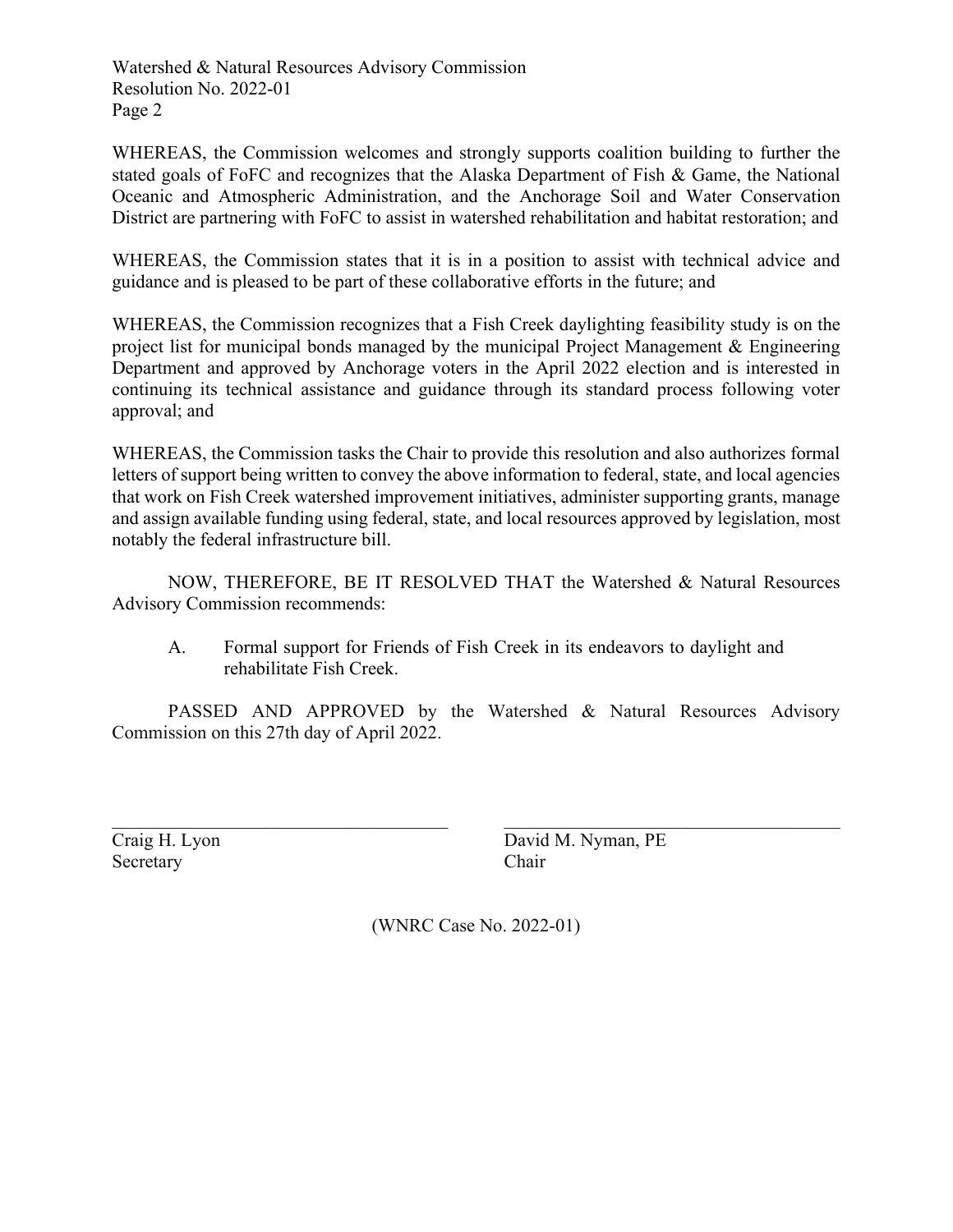WHEREAS, the Commission welcomes and strongly supports coalition building to further the stated goals of FoFC and recognizes that the Alaska Department of Fish & Game, the National Oceanic and Atmospheric Administration, and the Anchorage Soil and Water Conservation District are partnering with FoFC to assist in watershed rehabilitation and habitat restoration; and

WHEREAS, the Commission states that it is in a position to assist with technical advice and guidance and is pleased to be part of these collaborative efforts in the future; and

WHEREAS, the Commission recognizes that a Fish Creek daylighting feasibility study is on the project list for municipal bonds managed by the municipal Project Management & Engineering Department and approved by Anchorage voters in the April 2022 election and is interested in continuing its technical assistance and guidance through its standard process following voter approval; and

WHEREAS, the Commission tasks the Chair to provide this resolution and also authorizes formal letters of support being written to convey the above information to federal, state, and local agencies that work on Fish Creek watershed improvement initiatives, administer supporting grants, manage and assign available funding using federal, state, and local resources approved by legislation, most notably the federal infrastructure bill.

NOW, THEREFORE, BE IT RESOLVED THAT the Watershed & Natural Resources Advisory Commission recommends:

A. Formal support for Friends of Fish Creek in its endeavors to daylight and rehabilitate Fish Creek.

PASSED AND APPROVED by the Watershed & Natural Resources Advisory Commission on this 27th day of April 2022.

Craig H. Lyon
Secretary

David M. Nyman, PE
Chair

(WNRC Case No. 2022-01)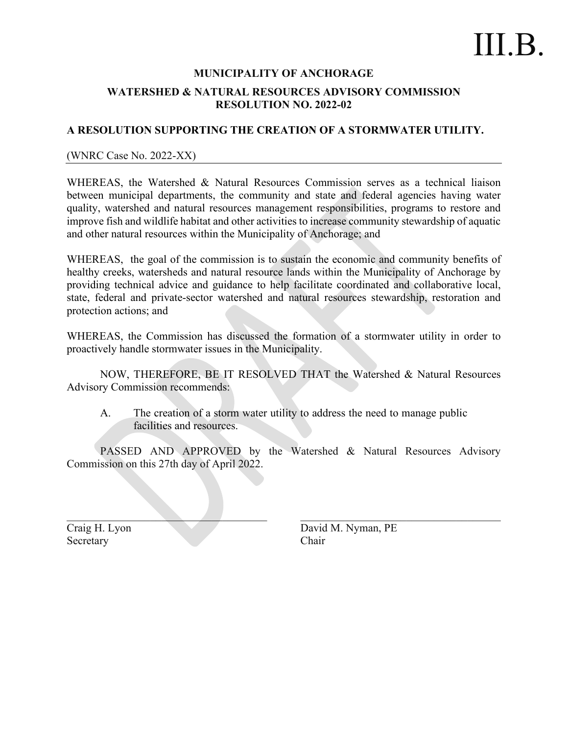III.B.

# MUNICIPALITY OF ANCHORAGE

## WATERSHED & NATURAL RESOURCES ADVISORY COMMISSION RESOLUTION NO. 2022-02

### A RESOLUTION SUPPORTING THE CREATION OF A STORMWATER UTILITY.

(WNRC Case No. 2022-XX)

---

WHEREAS, the Watershed & Natural Resources Commission serves as a technical liaison between municipal departments, the community and state and federal agencies having water quality, watershed and natural resources management responsibilities, programs to restore and improve fish and wildlife habitat and other activities to increase community stewardship of aquatic and other natural resources within the Municipality of Anchorage; and

WHEREAS, the goal of the commission is to sustain the economic and community benefits of healthy creeks, watersheds and natural resource lands within the Municipality of Anchorage by providing technical advice and guidance to help facilitate coordinated and collaborative local, state, federal and private-sector watershed and natural resources stewardship, restoration and protection actions; and

WHEREAS, the Commission has discussed the formation of a stormwater utility in order to proactively handle stormwater issues in the Municipality.

NOW, THEREFORE, BE IT RESOLVED THAT the Watershed & Natural Resources Advisory Commission recommends:

A. The creation of a storm water utility to address the need to manage public facilities and resources.

PASSED AND APPROVED by the Watershed & Natural Resources Advisory Commission on this 27th day of April 2022.

| | |
|---|---|
| \_\_\_\_\_\_\_\_\_\_\_\_\_\_\_\_\_\_\_\_\_\_\_\_\_\_\_\_\_\_ | \_\_\_\_\_\_\_\_\_\_\_\_\_\_\_\_\_\_\_\_\_\_\_\_\_\_\_\_\_\_ |
| Craig H. Lyon | David M. Nyman, PE |
| Secretary | Chair |

DRAFT